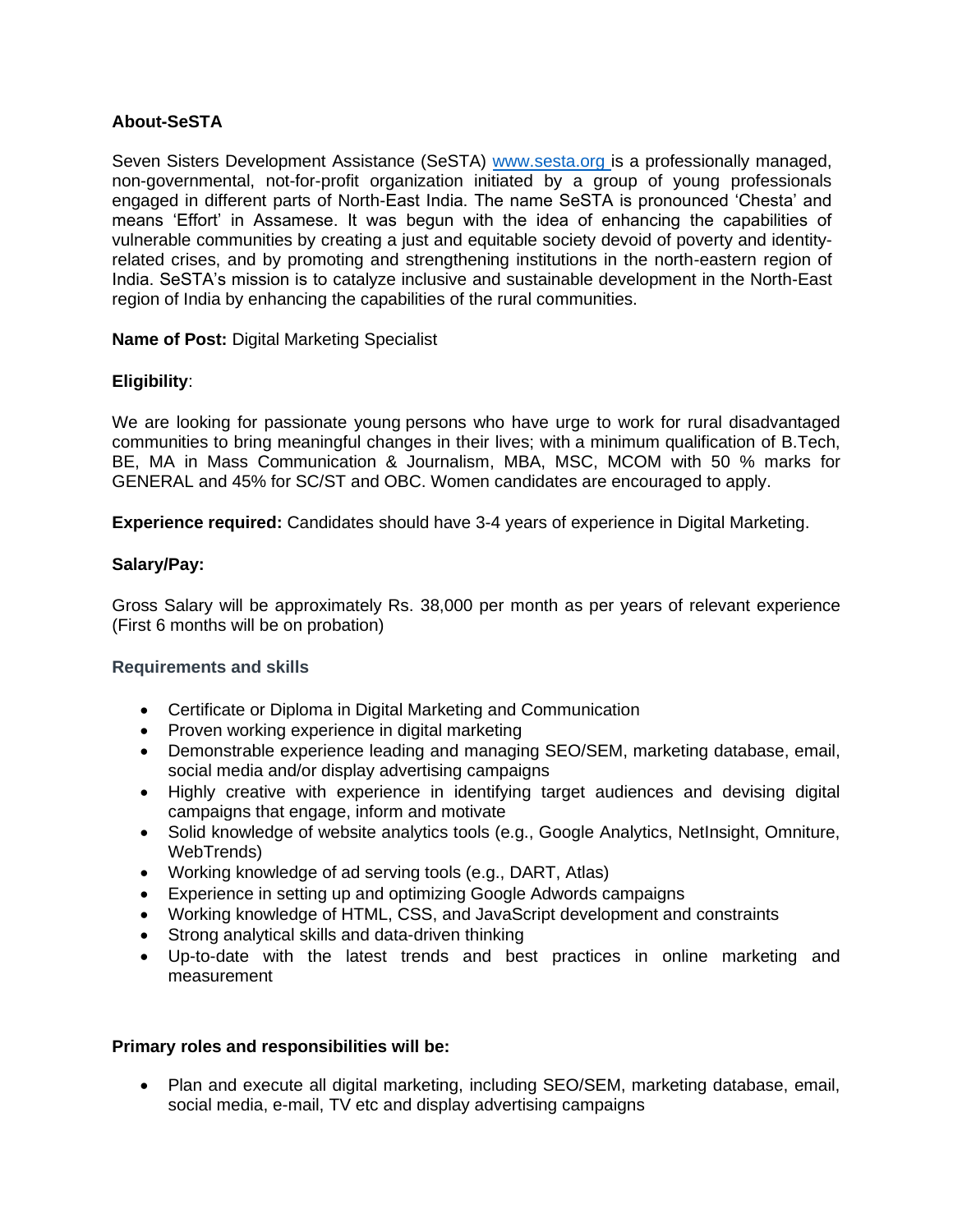**About-SeSTA**

Seven Sisters Development Assistance (SeSTA) [www.sesta.org](http://www.sesta.org) is a professionally managed, non-governmental, not-for-profit organization initiated by a group of young professionals engaged in different parts of North-East India. The name SeSTA is pronounced 'Chesta' and means 'Effort' in Assamese. It was begun with the idea of enhancing the capabilities of vulnerable communities by creating a just and equitable society devoid of poverty and identity-related crises, and by promoting and strengthening institutions in the north-eastern region of India. SeSTA's mission is to catalyze inclusive and sustainable development in the North-East region of India by enhancing the capabilities of the rural communities.

**Name of Post:** Digital Marketing Specialist

**Eligibility**:

We are looking for passionate young persons who have urge to work for rural disadvantaged communities to bring meaningful changes in their lives; with a minimum qualification of B.Tech, BE, MA in Mass Communication & Journalism, MBA, MSC, MCOM with 50 % marks for GENERAL and 45% for SC/ST and OBC. Women candidates are encouraged to apply.

**Experience required:** Candidates should have 3-4 years of experience in Digital Marketing.

**Salary/Pay:**

Gross Salary will be approximately Rs. 38,000 per month as per years of relevant experience (First 6 months will be on probation)

**Requirements and skills**

- Certificate or Diploma in Digital Marketing and Communication
- Proven working experience in digital marketing
- Demonstrable experience leading and managing SEO/SEM, marketing database, email, social media and/or display advertising campaigns
- Highly creative with experience in identifying target audiences and devising digital campaigns that engage, inform and motivate
- Solid knowledge of website analytics tools (e.g., Google Analytics, NetInsight, Omniture, WebTrends)
- Working knowledge of ad serving tools (e.g., DART, Atlas)
- Experience in setting up and optimizing Google Adwords campaigns
- Working knowledge of HTML, CSS, and JavaScript development and constraints
- Strong analytical skills and data-driven thinking
- Up-to-date with the latest trends and best practices in online marketing and measurement

**Primary roles and responsibilities will be:**

- Plan and execute all digital marketing, including SEO/SEM, marketing database, email, social media, e-mail, TV etc and display advertising campaigns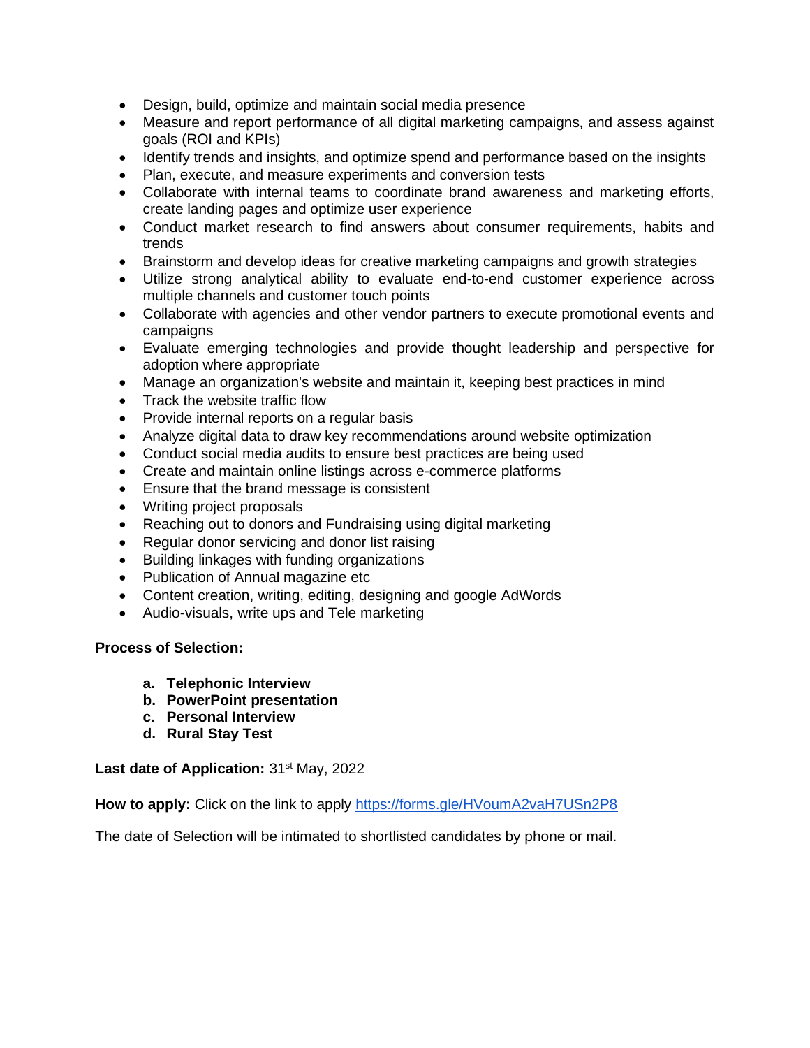- Design, build, optimize and maintain social media presence
- Measure and report performance of all digital marketing campaigns, and assess against goals (ROI and KPIs)
- Identify trends and insights, and optimize spend and performance based on the insights
- Plan, execute, and measure experiments and conversion tests
- Collaborate with internal teams to coordinate brand awareness and marketing efforts, create landing pages and optimize user experience
- Conduct market research to find answers about consumer requirements, habits and trends
- Brainstorm and develop ideas for creative marketing campaigns and growth strategies
- Utilize strong analytical ability to evaluate end-to-end customer experience across multiple channels and customer touch points
- Collaborate with agencies and other vendor partners to execute promotional events and campaigns
- Evaluate emerging technologies and provide thought leadership and perspective for adoption where appropriate
- Manage an organization's website and maintain it, keeping best practices in mind
- Track the website traffic flow
- Provide internal reports on a regular basis
- Analyze digital data to draw key recommendations around website optimization
- Conduct social media audits to ensure best practices are being used
- Create and maintain online listings across e-commerce platforms
- Ensure that the brand message is consistent
- Writing project proposals
- Reaching out to donors and Fundraising using digital marketing
- Regular donor servicing and donor list raising
- Building linkages with funding organizations
- Publication of Annual magazine etc
- Content creation, writing, editing, designing and google AdWords
- Audio-visuals, write ups and Tele marketing

**Process of Selection:**

a. **Telephonic Interview**
b. **PowerPoint presentation**
c. **Personal Interview**
d. **Rural Stay Test**

**Last date of Application:** 31st May, 2022

**How to apply:** Click on the link to apply https://forms.gle/HVoumA2vaH7USn2P8

The date of Selection will be intimated to shortlisted candidates by phone or mail.